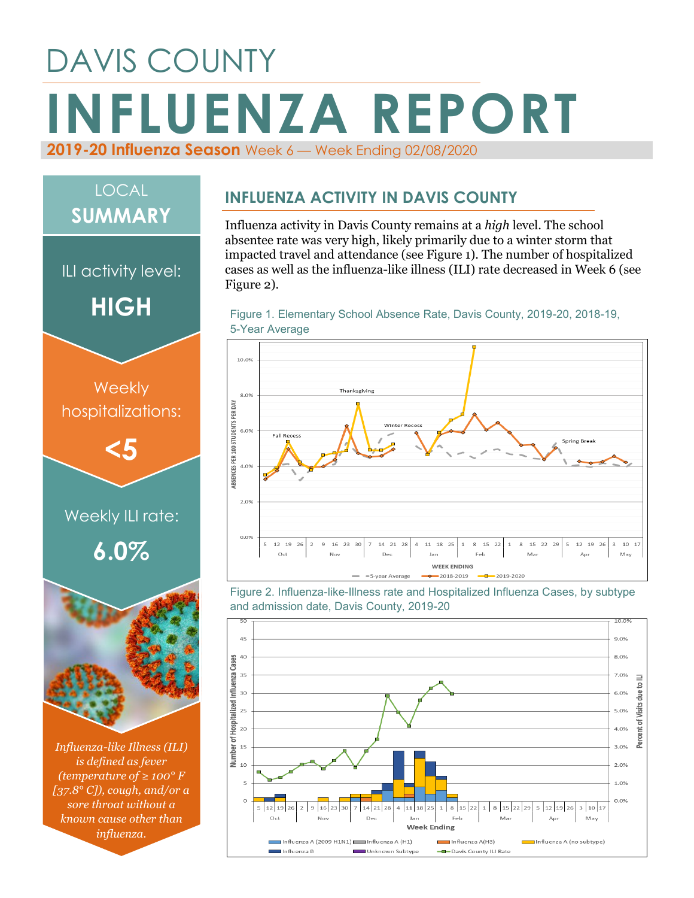# DAVIS COUNTY

# INFLUENZA REPORT

**2019-20 Influenza Season** Week 6 — Week Ending 02/08/2020

## LOCAL SUMMARY

ILI activity level:

**HIGH**

Weekly hospitalizations:

**<5**

Weekly ILI rate:

**6.0%**

*Influenza-like Illness (ILI) is defined as fever (temperature of ≥ 100° F [37.8° C]), cough, and/or a sore throat without a known cause other than influenza.*

## INFLUENZA ACTIVITY IN DAVIS COUNTY

Influenza activity in Davis County remains at a *high* level. The school absentee rate was very high, likely primarily due to a winter storm that impacted travel and attendance (see Figure 1). The number of hospitalized cases as well as the influenza-like illness (ILI) rate decreased in Week 6 (see Figure 2).

Figure 1. Elementary School Absence Rate, Davis County, 2019-20, 2018-19, 5-Year Average

Figure 2. Influenza-like-Illness rate and Hospitalized Influenza Cases, by subtype and admission date, Davis County, 2019-20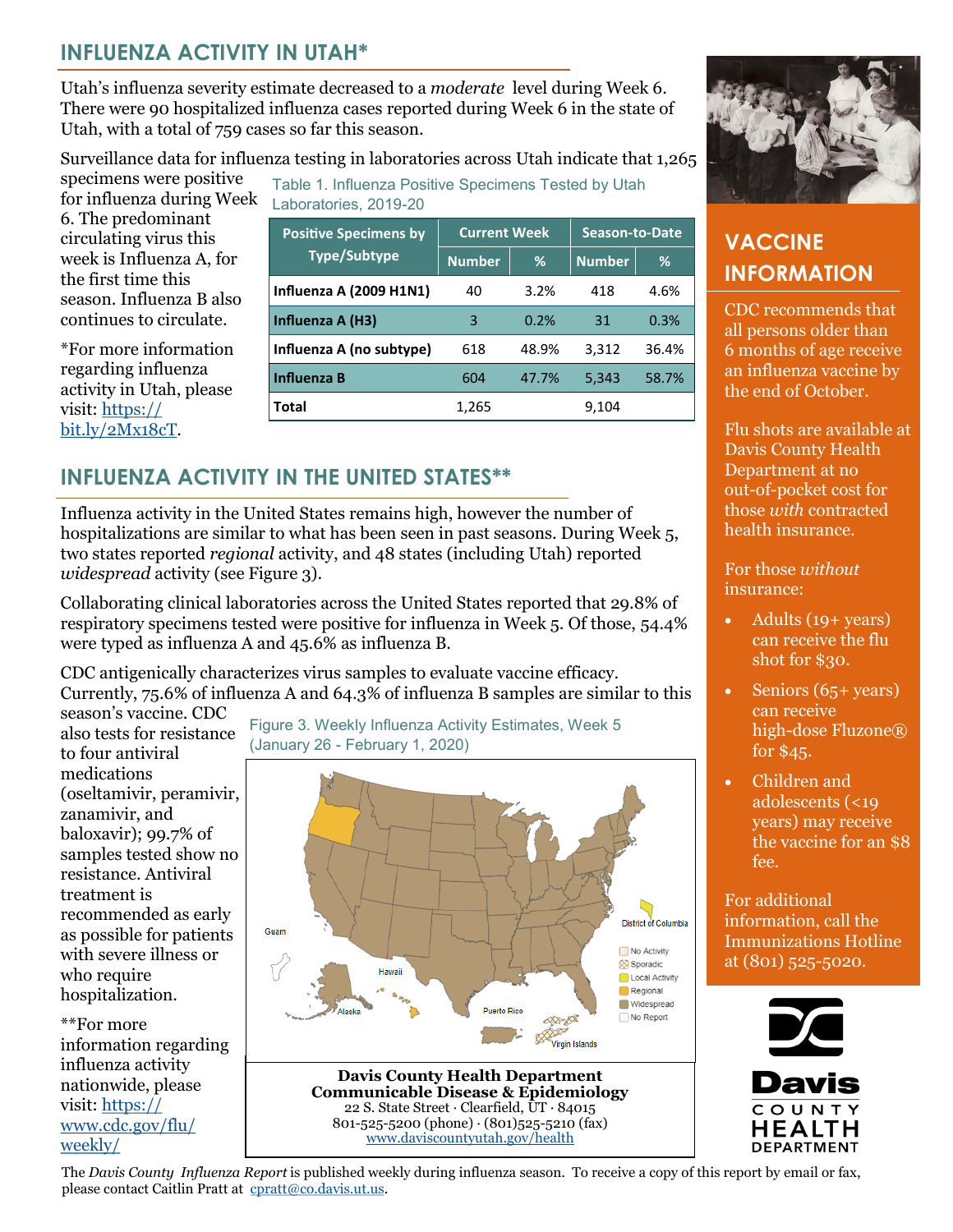## INFLUENZA ACTIVITY IN UTAH*

Utah's influenza severity estimate decreased to a *moderate* level during Week 6. There were 90 hospitalized influenza cases reported during Week 6 in the state of Utah, with a total of 759 cases so far this season.

Surveillance data for influenza testing in laboratories across Utah indicate that 1,265 specimens were positive for influenza during Week 6. The predominant circulating virus this week is Influenza A, for the first time this season. Influenza B also continues to circulate.

*For more information regarding influenza activity in Utah, please visit: https://bit.ly/2Mx18cT.

Table 1. Influenza Positive Specimens Tested by Utah Laboratories, 2019-20

| Positive Specimens by Type/Subtype | Current Week | | Season-to-Date | |
|---|---|---|---|---|
| | Number | % | Number | % |
| Influenza A (2009 H1N1) | 40 | 3.2% | 418 | 4.6% |
| Influenza A (H3) | 3 | 0.2% | 31 | 0.3% |
| Influenza A (no subtype) | 618 | 48.9% | 3,312 | 36.4% |
| Influenza B | 604 | 47.7% | 5,343 | 58.7% |
| Total | 1,265 | | 9,104 | |

## INFLUENZA ACTIVITY IN THE UNITED STATES**

Influenza activity in the United States remains high, however the number of hospitalizations are similar to what has been seen in past seasons. During Week 5, two states reported *regional* activity, and 48 states (including Utah) reported *widespread* activity (see Figure 3).

Collaborating clinical laboratories across the United States reported that 29.8% of respiratory specimens tested were positive for influenza in Week 5. Of those, 54.4% were typed as influenza A and 45.6% as influenza B.

CDC antigenically characterizes virus samples to evaluate vaccine efficacy. Currently, 75.6% of influenza A and 64.3% of influenza B samples are similar to this season's vaccine. CDC also tests for resistance to four antiviral medications (oseltamivir, peramivir, zanamivir, and baloxavir); 99.7% of samples tested show no resistance. Antiviral treatment is recommended as early as possible for patients with severe illness or who require hospitalization.

**For more information regarding influenza activity nationwide, please visit: https://www.cdc.gov/flu/weekly/

Figure 3. Weekly Influenza Activity Estimates, Week 5 (January 26 - February 1, 2020)

Guam
Hawaii
Alaska
Puerto Rico
Virgin Islands
District of Columbia
No Activity
Sporadic
Local Activity
Regional
Widespread
No Report

**Davis County Health Department**
**Communicable Disease & Epidemiology**
22 S. State Street · Clearfield, UT · 84015
801-525-5200 (phone) · (801)525-5210 (fax)
www.daviscountyutah.gov/health

## VACCINE INFORMATION

CDC recommends that all persons older than 6 months of age receive an influenza vaccine by the end of October.

Flu shots are available at Davis County Health Department at no out-of-pocket cost for those *with* contracted health insurance.

For those *without* insurance:

- Adults (19+ years) can receive the flu shot for $30.
- Seniors (65+ years) can receive high-dose Fluzone® for $45.
- Children and adolescents (<19 years) may receive the vaccine for an $8 fee.

For additional information, call the Immunizations Hotline at (801) 525-5020.

Davis COUNTY HEALTH DEPARTMENT

The *Davis County Influenza Report* is published weekly during influenza season. To receive a copy of this report by email or fax, please contact Caitlin Pratt at cpratt@co.davis.ut.us.